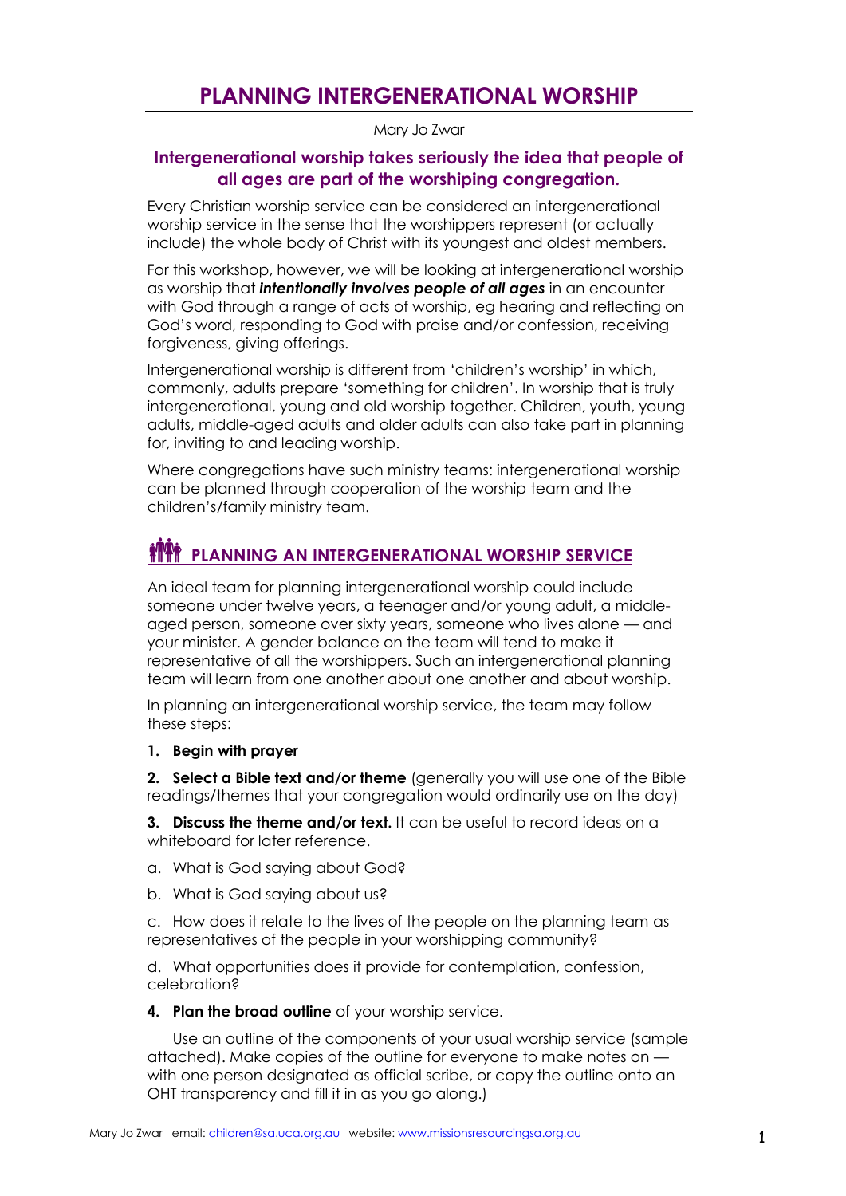# PLANNING INTERGENERATIONAL WORSHIP

Mary Jo Zwar

### Intergenerational worship takes seriously the idea that people of all ages are part of the worshiping congregation.

Every Christian worship service can be considered an intergenerational worship service in the sense that the worshippers represent (or actually include) the whole body of Christ with its youngest and oldest members.

For this workshop, however, we will be looking at intergenerational worship as worship that ***intentionally involves people of all ages*** in an encounter with God through a range of acts of worship, eg hearing and reflecting on God's word, responding to God with praise and/or confession, receiving forgiveness, giving offerings.

Intergenerational worship is different from 'children's worship' in which, commonly, adults prepare 'something for children'. In worship that is truly intergenerational, young and old worship together. Children, youth, young adults, middle-aged adults and older adults can also take part in planning for, inviting to and leading worship.

Where congregations have such ministry teams: intergenerational worship can be planned through cooperation of the worship team and the children's/family ministry team.

## PLANNING AN INTERGENERATIONAL WORSHIP SERVICE

An ideal team for planning intergenerational worship could include someone under twelve years, a teenager and/or young adult, a middle-aged person, someone over sixty years, someone who lives alone — and your minister. A gender balance on the team will tend to make it representative of all the worshippers. Such an intergenerational planning team will learn from one another about one another and about worship.

In planning an intergenerational worship service, the team may follow these steps:

1. **Begin with prayer**

2. **Select a Bible text and/or theme** (generally you will use one of the Bible readings/themes that your congregation would ordinarily use on the day)

3. **Discuss the theme and/or text.** It can be useful to record ideas on a whiteboard for later reference.

   a. What is God saying about God?

   b. What is God saying about us?

   c. How does it relate to the lives of the people on the planning team as representatives of the people in your worshipping community?

   d. What opportunities does it provide for contemplation, confession, celebration?

4. **Plan the broad outline** of your worship service.

   Use an outline of the components of your usual worship service (sample attached). Make copies of the outline for everyone to make notes on — with one person designated as official scribe, or copy the outline onto an OHT transparency and fill it in as you go along.)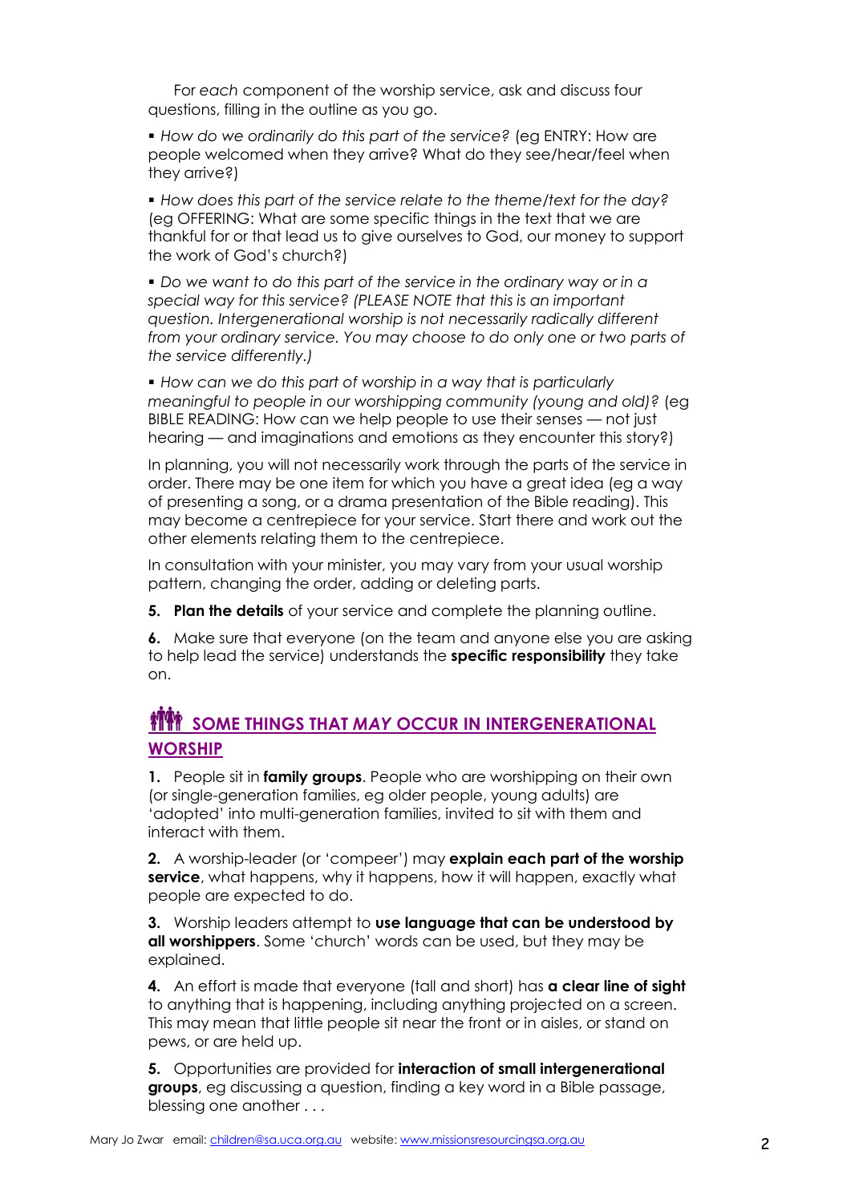For *each* component of the worship service, ask and discuss four questions, filling in the outline as you go.

- *How do we ordinarily do this part of the service?* (eg ENTRY: How are people welcomed when they arrive? What do they see/hear/feel when they arrive?)

- *How does this part of the service relate to the theme/text for the day?* (eg OFFERING: What are some specific things in the text that we are thankful for or that lead us to give ourselves to God, our money to support the work of God's church?)

- *Do we want to do this part of the service in the ordinary way or in a special way for this service? (PLEASE NOTE that this is an important question. Intergenerational worship is not necessarily radically different from your ordinary service. You may choose to do only one or two parts of the service differently.)*

- *How can we do this part of worship in a way that is particularly meaningful to people in our worshipping community (young and old)?* (eg BIBLE READING: How can we help people to use their senses — not just hearing — and imaginations and emotions as they encounter this story?)

In planning, you will not necessarily work through the parts of the service in order. There may be one item for which you have a great idea (eg a way of presenting a song, or a drama presentation of the Bible reading). This may become a centrepiece for your service. Start there and work out the other elements relating them to the centrepiece.

In consultation with your minister, you may vary from your usual worship pattern, changing the order, adding or deleting parts.

**5.** **Plan the details** of your service and complete the planning outline.

**6.** Make sure that everyone (on the team and anyone else you are asking to help lead the service) understands the **specific responsibility** they take on.

## SOME THINGS THAT *MAY* OCCUR IN INTERGENERATIONAL WORSHIP

**1.** People sit in **family groups**. People who are worshipping on their own (or single-generation families, eg older people, young adults) are 'adopted' into multi-generation families, invited to sit with them and interact with them.

**2.** A worship-leader (or 'compeer') may **explain each part of the worship service**, what happens, why it happens, how it will happen, exactly what people are expected to do.

**3.** Worship leaders attempt to **use language that can be understood by all worshippers**. Some 'church' words can be used, but they may be explained.

**4.** An effort is made that everyone (tall and short) has **a clear line of sight** to anything that is happening, including anything projected on a screen. This may mean that little people sit near the front or in aisles, or stand on pews, or are held up.

**5.** Opportunities are provided for **interaction of small intergenerational groups**, eg discussing a question, finding a key word in a Bible passage, blessing one another . . .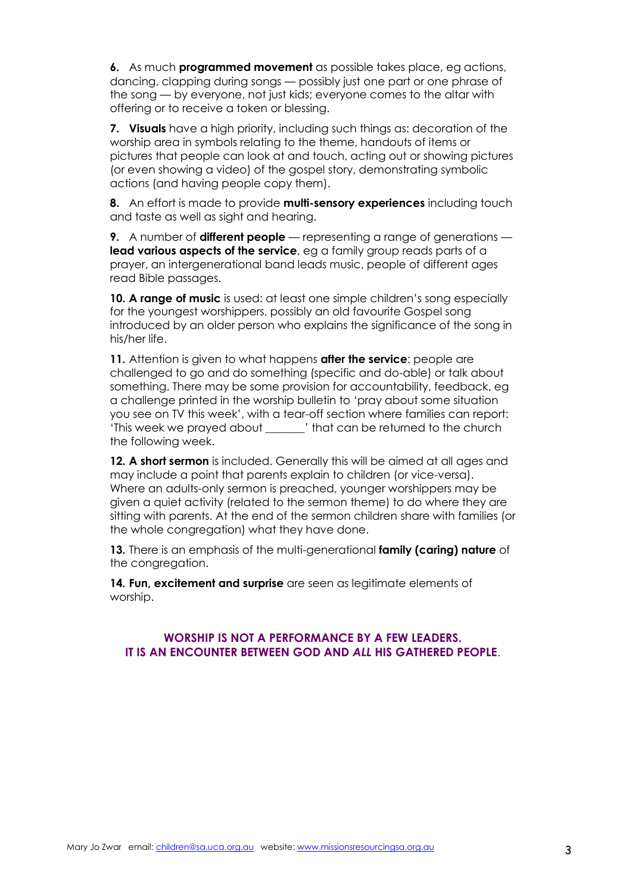**6.** As much **programmed movement** as possible takes place, eg actions, dancing, clapping during songs — possibly just one part or one phrase of the song — by everyone, not just kids; everyone comes to the altar with offering or to receive a token or blessing.

**7. Visuals** have a high priority, including such things as: decoration of the worship area in symbols relating to the theme, handouts of items or pictures that people can look at and touch, acting out or showing pictures (or even showing a video) of the gospel story, demonstrating symbolic actions (and having people copy them).

**8.** An effort is made to provide **multi-sensory experiences** including touch and taste as well as sight and hearing.

**9.** A number of **different people** — representing a range of generations — **lead various aspects of the service**, eg a family group reads parts of a prayer, an intergenerational band leads music, people of different ages read Bible passages.

**10. A range of music** is used: at least one simple children's song especially for the youngest worshippers, possibly an old favourite Gospel song introduced by an older person who explains the significance of the song in his/her life.

**11.** Attention is given to what happens **after the service**: people are challenged to go and do something (specific and do-able) or talk about something. There may be some provision for accountability, feedback, eg a challenge printed in the worship bulletin to 'pray about some situation you see on TV this week', with a tear-off section where families can report: 'This week we prayed about _______' that can be returned to the church the following week.

**12. A short sermon** is included. Generally this will be aimed at all ages and may include a point that parents explain to children (or vice-versa). Where an adults-only sermon is preached, younger worshippers may be given a quiet activity (related to the sermon theme) to do where they are sitting with parents. At the end of the sermon children share with families (or the whole congregation) what they have done.

**13.** There is an emphasis of the multi-generational **family (caring) nature** of the congregation.

**14. Fun, excitement and surprise** are seen as legitimate elements of worship.

**WORSHIP IS NOT A PERFORMANCE BY A FEW LEADERS.**
**IT IS AN ENCOUNTER BETWEEN GOD AND *ALL* HIS GATHERED PEOPLE.**

Mary Jo Zwar email: children@sa.uca.org.au website: www.missionsresourcingsa.org.au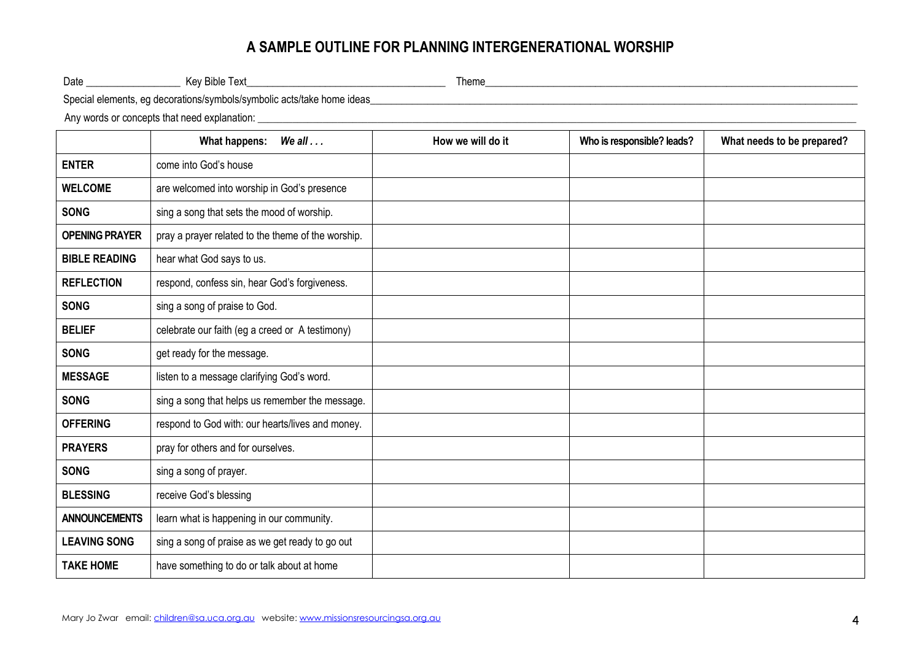# A SAMPLE OUTLINE FOR PLANNING INTERGENERATIONAL WORSHIP

Date ________________ Key Bible Text____________________________________ Theme______________________________________________________________________

Special elements, eg decorations/symbols/symbolic acts/take home ideas________________________________________________________________________________

Any words or concepts that need explanation: ______________________________________________________________________________________________

| | What happens: *We all . . .* | How we will do it | Who is responsible? leads? | What needs to be prepared? |
|---|---|---|---|---|
| **ENTER** | come into God's house | | | |
| **WELCOME** | are welcomed into worship in God's presence | | | |
| **SONG** | sing a song that sets the mood of worship. | | | |
| **OPENING PRAYER** | pray a prayer related to the theme of the worship. | | | |
| **BIBLE READING** | hear what God says to us. | | | |
| **REFLECTION** | respond, confess sin, hear God's forgiveness. | | | |
| **SONG** | sing a song of praise to God. | | | |
| **BELIEF** | celebrate our faith (eg a creed or A testimony) | | | |
| **SONG** | get ready for the message. | | | |
| **MESSAGE** | listen to a message clarifying God's word. | | | |
| **SONG** | sing a song that helps us remember the message. | | | |
| **OFFERING** | respond to God with: our hearts/lives and money. | | | |
| **PRAYERS** | pray for others and for ourselves. | | | |
| **SONG** | sing a song of prayer. | | | |
| **BLESSING** | receive God's blessing | | | |
| **ANNOUNCEMENTS** | learn what is happening in our community. | | | |
| **LEAVING SONG** | sing a song of praise as we get ready to go out | | | |
| **TAKE HOME** | have something to do or talk about at home | | | |

Mary Jo Zwar email: children@sa.uca.org.au website: www.missionsresourcingsa.org.au